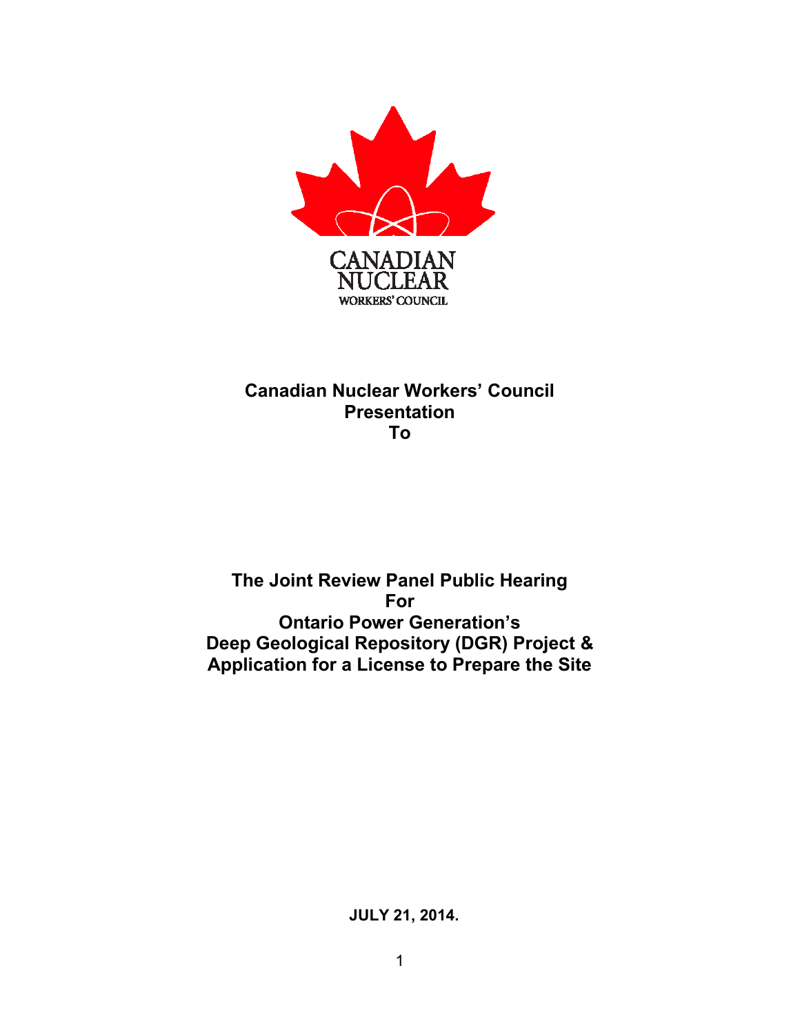CANADIAN NUCLEAR WORKERS' COUNCIL

**Canadian Nuclear Workers' Council Presentation To**

**The Joint Review Panel Public Hearing For Ontario Power Generation's Deep Geological Repository (DGR) Project & Application for a License to Prepare the Site**

**JULY 21, 2014.**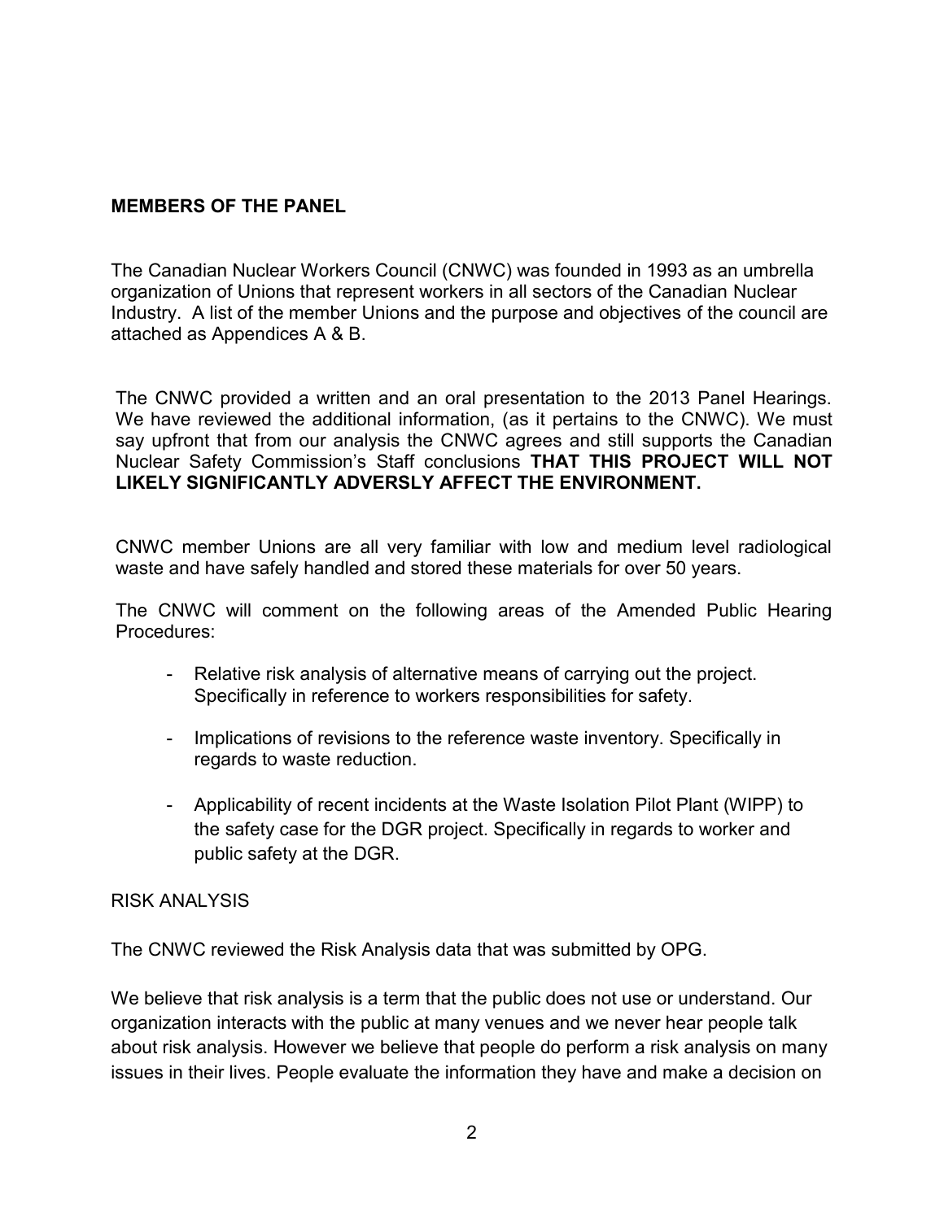**MEMBERS OF THE PANEL**

The Canadian Nuclear Workers Council (CNWC) was founded in 1993 as an umbrella organization of Unions that represent workers in all sectors of the Canadian Nuclear Industry. A list of the member Unions and the purpose and objectives of the council are attached as Appendices A & B.

The CNWC provided a written and an oral presentation to the 2013 Panel Hearings. We have reviewed the additional information, (as it pertains to the CNWC). We must say upfront that from our analysis the CNWC agrees and still supports the Canadian Nuclear Safety Commission's Staff conclusions **THAT THIS PROJECT WILL NOT LIKELY SIGNIFICANTLY ADVERSLY AFFECT THE ENVIRONMENT.**

CNWC member Unions are all very familiar with low and medium level radiological waste and have safely handled and stored these materials for over 50 years.

The CNWC will comment on the following areas of the Amended Public Hearing Procedures:

- Relative risk analysis of alternative means of carrying out the project. Specifically in reference to workers responsibilities for safety.
- Implications of revisions to the reference waste inventory. Specifically in regards to waste reduction.
- Applicability of recent incidents at the Waste Isolation Pilot Plant (WIPP) to the safety case for the DGR project. Specifically in regards to worker and public safety at the DGR.

RISK ANALYSIS

The CNWC reviewed the Risk Analysis data that was submitted by OPG.

We believe that risk analysis is a term that the public does not use or understand. Our organization interacts with the public at many venues and we never hear people talk about risk analysis. However we believe that people do perform a risk analysis on many issues in their lives. People evaluate the information they have and make a decision on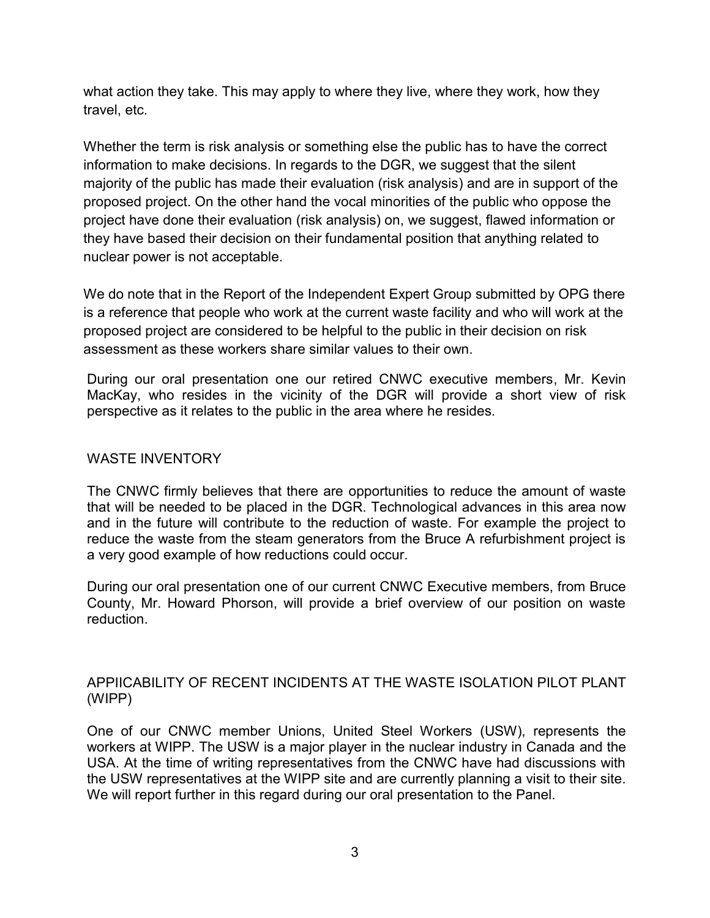what action they take. This may apply to where they live, where they work, how they travel, etc.

Whether the term is risk analysis or something else the public has to have the correct information to make decisions. In regards to the DGR, we suggest that the silent majority of the public has made their evaluation (risk analysis) and are in support of the proposed project. On the other hand the vocal minorities of the public who oppose the project have done their evaluation (risk analysis) on, we suggest, flawed information or they have based their decision on their fundamental position that anything related to nuclear power is not acceptable.

We do note that in the Report of the Independent Expert Group submitted by OPG there is a reference that people who work at the current waste facility and who will work at the proposed project are considered to be helpful to the public in their decision on risk assessment as these workers share similar values to their own.

During our oral presentation one our retired CNWC executive members, Mr. Kevin MacKay, who resides in the vicinity of the DGR will provide a short view of risk perspective as it relates to the public in the area where he resides.

## WASTE INVENTORY

The CNWC firmly believes that there are opportunities to reduce the amount of waste that will be needed to be placed in the DGR. Technological advances in this area now and in the future will contribute to the reduction of waste. For example the project to reduce the waste from the steam generators from the Bruce A refurbishment project is a very good example of how reductions could occur.

During our oral presentation one of our current CNWC Executive members, from Bruce County, Mr. Howard Phorson, will provide a brief overview of our position on waste reduction.

## APPIICABILITY OF RECENT INCIDENTS AT THE WASTE ISOLATION PILOT PLANT (WIPP)

One of our CNWC member Unions, United Steel Workers (USW), represents the workers at WIPP. The USW is a major player in the nuclear industry in Canada and the USA. At the time of writing representatives from the CNWC have had discussions with the USW representatives at the WIPP site and are currently planning a visit to their site. We will report further in this regard during our oral presentation to the Panel.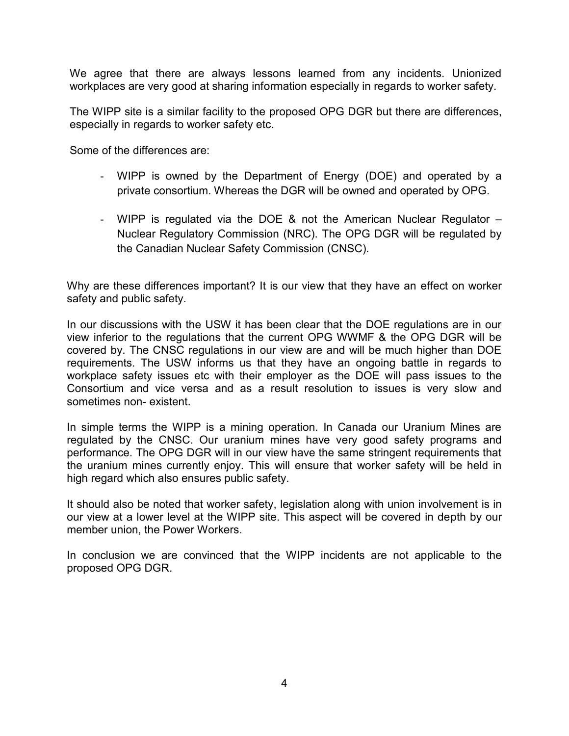We agree that there are always lessons learned from any incidents. Unionized workplaces are very good at sharing information especially in regards to worker safety.

The WIPP site is a similar facility to the proposed OPG DGR but there are differences, especially in regards to worker safety etc.

Some of the differences are:

- WIPP is owned by the Department of Energy (DOE) and operated by a private consortium. Whereas the DGR will be owned and operated by OPG.
- WIPP is regulated via the DOE & not the American Nuclear Regulator – Nuclear Regulatory Commission (NRC). The OPG DGR will be regulated by the Canadian Nuclear Safety Commission (CNSC).

Why are these differences important? It is our view that they have an effect on worker safety and public safety.

In our discussions with the USW it has been clear that the DOE regulations are in our view inferior to the regulations that the current OPG WWMF & the OPG DGR will be covered by. The CNSC regulations in our view are and will be much higher than DOE requirements. The USW informs us that they have an ongoing battle in regards to workplace safety issues etc with their employer as the DOE will pass issues to the Consortium and vice versa and as a result resolution to issues is very slow and sometimes non- existent.

In simple terms the WIPP is a mining operation. In Canada our Uranium Mines are regulated by the CNSC. Our uranium mines have very good safety programs and performance. The OPG DGR will in our view have the same stringent requirements that the uranium mines currently enjoy. This will ensure that worker safety will be held in high regard which also ensures public safety.

It should also be noted that worker safety, legislation along with union involvement is in our view at a lower level at the WIPP site. This aspect will be covered in depth by our member union, the Power Workers.

In conclusion we are convinced that the WIPP incidents are not applicable to the proposed OPG DGR.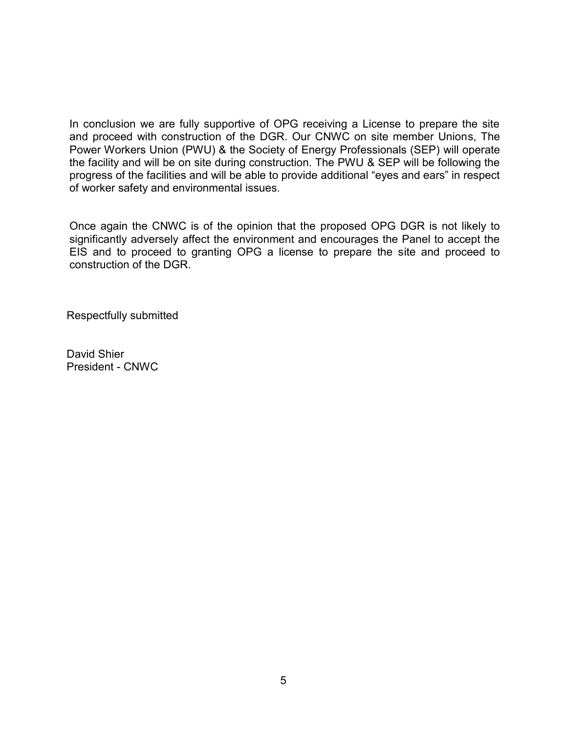In conclusion we are fully supportive of OPG receiving a License to prepare the site and proceed with construction of the DGR. Our CNWC on site member Unions, The Power Workers Union (PWU) & the Society of Energy Professionals (SEP) will operate the facility and will be on site during construction. The PWU & SEP will be following the progress of the facilities and will be able to provide additional "eyes and ears" in respect of worker safety and environmental issues.

Once again the CNWC is of the opinion that the proposed OPG DGR is not likely to significantly adversely affect the environment and encourages the Panel to accept the EIS and to proceed to granting OPG a license to prepare the site and proceed to construction of the DGR.

Respectfully submitted

David Shier
President - CNWC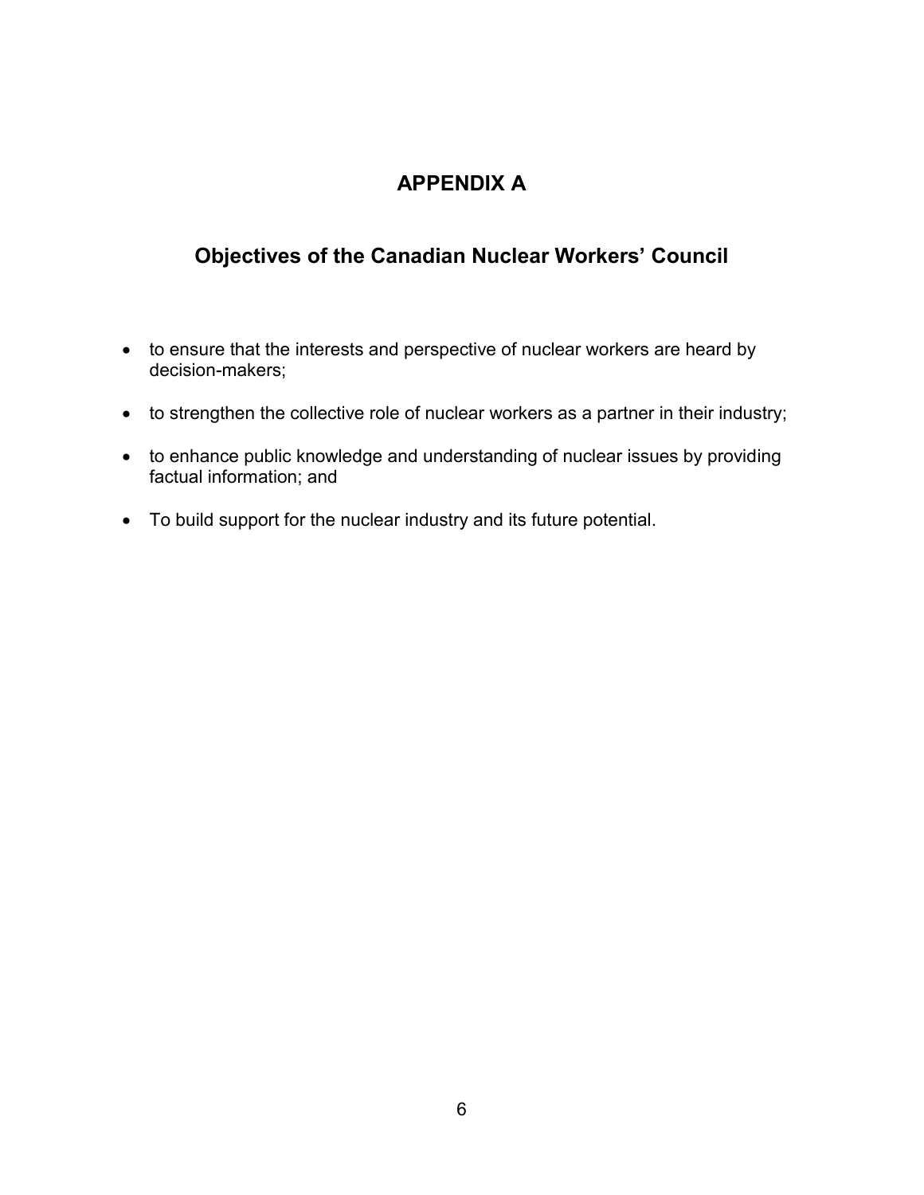# APPENDIX A

## Objectives of the Canadian Nuclear Workers' Council

- to ensure that the interests and perspective of nuclear workers are heard by decision-makers;
- to strengthen the collective role of nuclear workers as a partner in their industry;
- to enhance public knowledge and understanding of nuclear issues by providing factual information; and
- To build support for the nuclear industry and its future potential.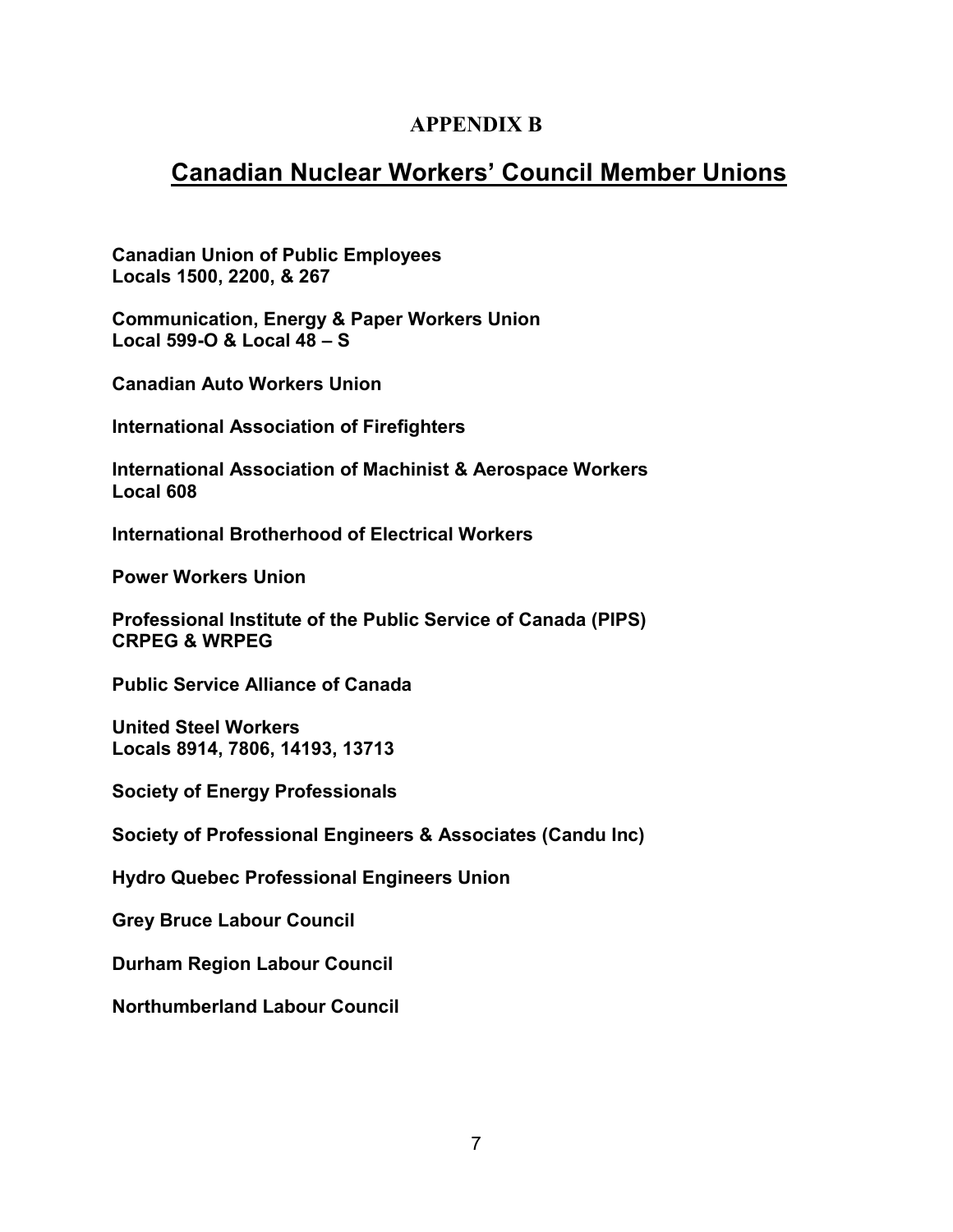## APPENDIX B

# Canadian Nuclear Workers' Council Member Unions

**Canadian Union of Public Employees**
**Locals 1500, 2200, & 267**

**Communication, Energy & Paper Workers Union**
**Local 599-O & Local 48 – S**

**Canadian Auto Workers Union**

**International Association of Firefighters**

**International Association of Machinist & Aerospace Workers**
**Local 608**

**International Brotherhood of Electrical Workers**

**Power Workers Union**

**Professional Institute of the Public Service of Canada (PIPS)**
**CRPEG & WRPEG**

**Public Service Alliance of Canada**

**United Steel Workers**
**Locals 8914, 7806, 14193, 13713**

**Society of Energy Professionals**

**Society of Professional Engineers & Associates (Candu Inc)**

**Hydro Quebec Professional Engineers Union**

**Grey Bruce Labour Council**

**Durham Region Labour Council**

**Northumberland Labour Council**